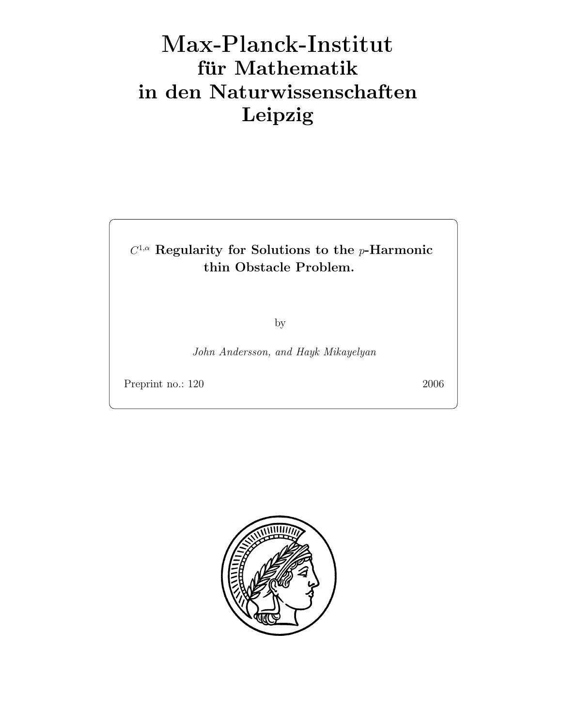# Max-Planck-Institut
## für Mathematik
## in den Naturwissenschaften
## Leipzig

**$C^{1,\alpha}$ Regularity for Solutions to the $p$-Harmonic thin Obstacle Problem.**

by

*John Andersson, and Hayk Mikayelyan*

Preprint no.: 120 2006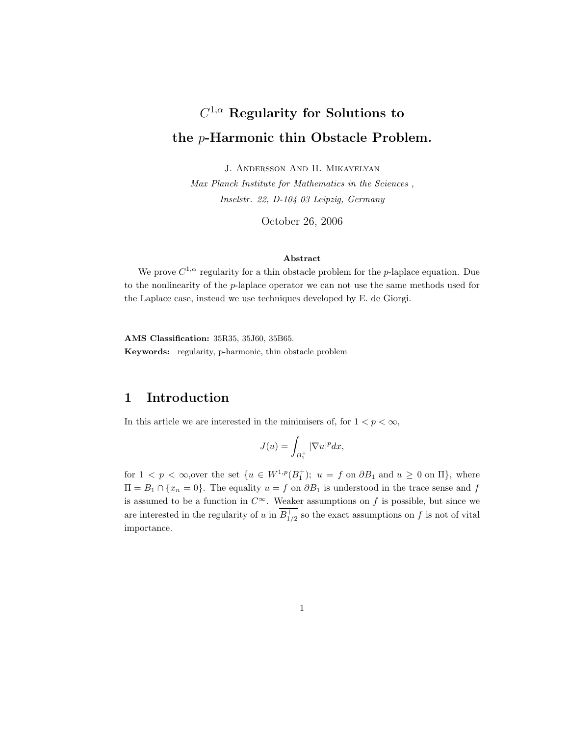# $C^{1,\alpha}$ Regularity for Solutions to the $p$-Harmonic thin Obstacle Problem.

J. Andersson And H. Mikayelyan

*Max Planck Institute for Mathematics in the Sciences ,*
*Inselstr. 22, D-104 03 Leipzig, Germany*

October 26, 2006

**Abstract**

We prove $C^{1,\alpha}$ regularity for a thin obstacle problem for the $p$-laplace equation. Due to the nonlinearity of the $p$-laplace operator we can not use the same methods used for the Laplace case, instead we use techniques developed by E. de Giorgi.

**AMS Classification:** 35R35, 35J60, 35B65.
**Keywords:** regularity, p-harmonic, thin obstacle problem

## 1 Introduction

In this article we are interested in the minimisers of, for $1 < p < \infty$,

$$J(u) = \int_{B_1^+} |\nabla u|^p dx,$$

for $1 < p < \infty$,over the set $\{u \in W^{1,p}(B_1^+);\ u = f \text{ on } \partial B_1 \text{ and } u \geq 0 \text{ on } \Pi\}$, where $\Pi = B_1 \cap \{x_n = 0\}$. The equality $u = f$ on $\partial B_1$ is understood in the trace sense and $f$ is assumed to be a function in $C^\infty$. Weaker assumptions on $f$ is possible, but since we are interested in the regularity of $u$ in $\overline{B_{1/2}^+}$ so the exact assumptions on $f$ is not of vital importance.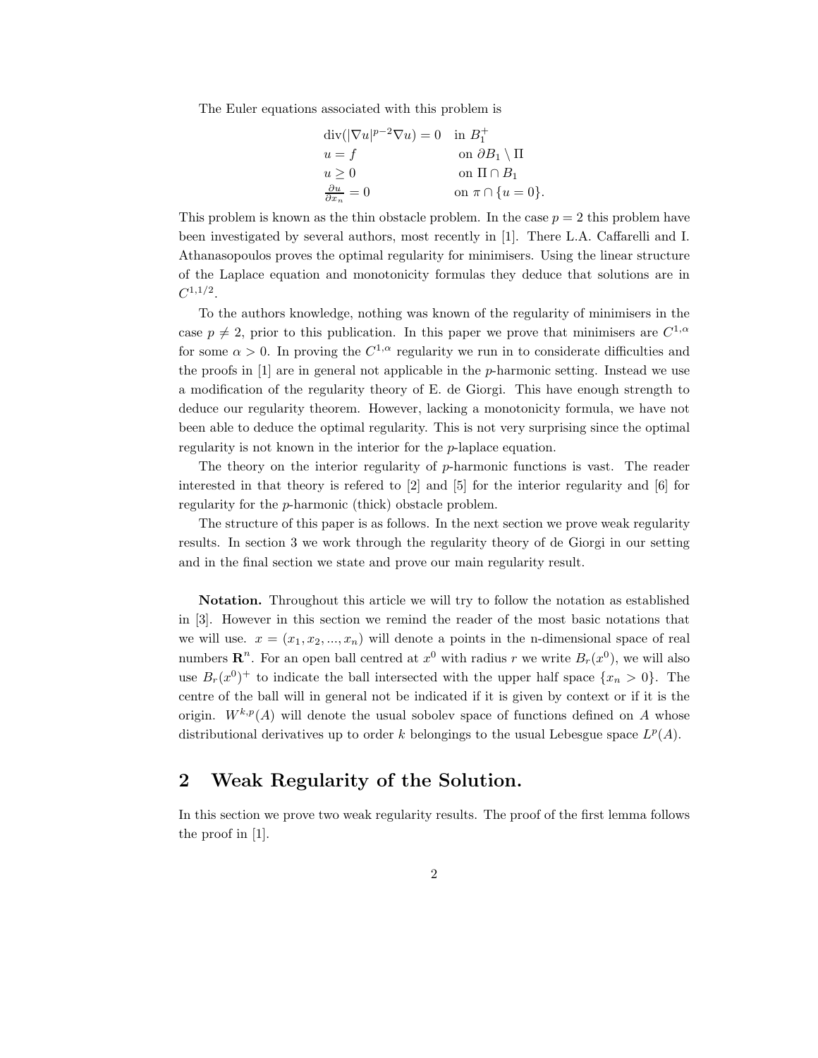The Euler equations associated with this problem is

$$
\begin{array}{ll}
\operatorname{div}(|\nabla u|^{p-2}\nabla u) = 0 & \text{in } B_1^+ \\
u = f & \text{on } \partial B_1 \setminus \Pi \\
u \geq 0 & \text{on } \Pi \cap B_1 \\
\frac{\partial u}{\partial x_n} = 0 & \text{on } \pi \cap \{u = 0\}.
\end{array}
$$

This problem is known as the thin obstacle problem. In the case $p = 2$ this problem have been investigated by several authors, most recently in [1]. There L.A. Caffarelli and I. Athanasopoulos proves the optimal regularity for minimisers. Using the linear structure of the Laplace equation and monotonicity formulas they deduce that solutions are in $C^{1,1/2}$.

To the authors knowledge, nothing was known of the regularity of minimisers in the case $p \neq 2$, prior to this publication. In this paper we prove that minimisers are $C^{1,\alpha}$ for some $\alpha > 0$. In proving the $C^{1,\alpha}$ regularity we run in to considerate difficulties and the proofs in [1] are in general not applicable in the $p$-harmonic setting. Instead we use a modification of the regularity theory of E. de Giorgi. This have enough strength to deduce our regularity theorem. However, lacking a monotonicity formula, we have not been able to deduce the optimal regularity. This is not very surprising since the optimal regularity is not known in the interior for the $p$-laplace equation.

The theory on the interior regularity of $p$-harmonic functions is vast. The reader interested in that theory is refered to [2] and [5] for the interior regularity and [6] for regularity for the $p$-harmonic (thick) obstacle problem.

The structure of this paper is as follows. In the next section we prove weak regularity results. In section 3 we work through the regularity theory of de Giorgi in our setting and in the final section we state and prove our main regularity result.

**Notation.** Throughout this article we will try to follow the notation as established in [3]. However in this section we remind the reader of the most basic notations that we will use. $x = (x_1, x_2, ..., x_n)$ will denote a points in the n-dimensional space of real numbers $\mathbf{R}^n$. For an open ball centred at $x^0$ with radius $r$ we write $B_r(x^0)$, we will also use $B_r(x^0)^+$ to indicate the ball intersected with the upper half space $\{x_n > 0\}$. The centre of the ball will in general not be indicated if it is given by context or if it is the origin. $W^{k,p}(A)$ will denote the usual sobolev space of functions defined on $A$ whose distributional derivatives up to order $k$ belongings to the usual Lebesgue space $L^p(A)$.

## 2 Weak Regularity of the Solution.

In this section we prove two weak regularity results. The proof of the first lemma follows the proof in [1].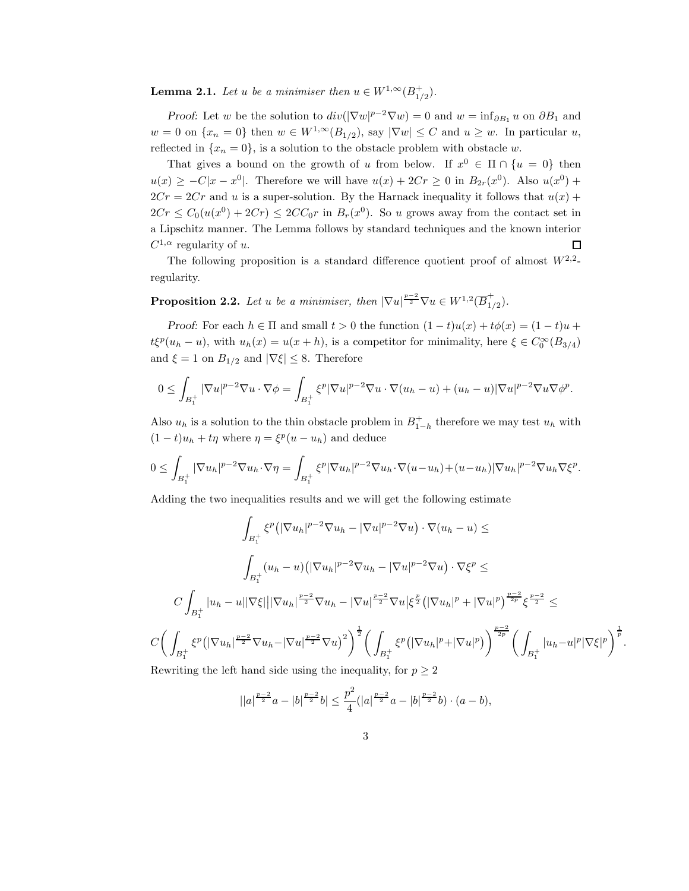**Lemma 2.1.** *Let $u$ be a minimiser then $u \in W^{1,\infty}(B_{1/2}^+)$.*

*Proof:* Let $w$ be the solution to $div(|\nabla w|^{p-2}\nabla w) = 0$ and $w = \inf_{\partial B_1} u$ on $\partial B_1$ and $w = 0$ on $\{x_n = 0\}$ then $w \in W^{1,\infty}(B_{1/2})$, say $|\nabla w| \leq C$ and $u \geq w$. In particular $u$, reflected in $\{x_n = 0\}$, is a solution to the obstacle problem with obstacle $w$.

That gives a bound on the growth of $u$ from below. If $x^0 \in \Pi \cap \{u = 0\}$ then $u(x) \geq -C|x - x^0|$. Therefore we will have $u(x) + 2Cr \geq 0$ in $B_{2r}(x^0)$. Also $u(x^0) + 2Cr = 2Cr$ and $u$ is a super-solution. By the Harnack inequality it follows that $u(x) + 2Cr \leq C_0(u(x^0) + 2Cr) \leq 2CC_0 r$ in $B_r(x^0)$. So $u$ grows away from the contact set in a Lipschitz manner. The Lemma follows by standard techniques and the known interior $C^{1,\alpha}$ regularity of $u$. $\square$

The following proposition is a standard difference quotient proof of almost $W^{2,2}$-regularity.

**Proposition 2.2.** *Let $u$ be a minimiser, then $|\nabla u|^{\frac{p-2}{2}}\nabla u \in W^{1,2}(\overline{B}_{1/2}^+)$.*

*Proof:* For each $h \in \Pi$ and small $t > 0$ the function $(1-t)u(x) + t\phi(x) = (1-t)u + t\xi^p(u_h - u)$, with $u_h(x) = u(x+h)$, is a competitor for minimality, here $\xi \in C_0^\infty(B_{3/4})$ and $\xi = 1$ on $B_{1/2}$ and $|\nabla \xi| \leq 8$. Therefore

$$0 \leq \int_{B_1^+} |\nabla u|^{p-2}\nabla u \cdot \nabla \phi = \int_{B_1^+} \xi^p |\nabla u|^{p-2}\nabla u \cdot \nabla(u_h - u) + (u_h - u)|\nabla u|^{p-2}\nabla u \nabla \phi^p.$$

Also $u_h$ is a solution to the thin obstacle problem in $B_{1-h}^+$ therefore we may test $u_h$ with $(1-t)u_h + t\eta$ where $\eta = \xi^p(u - u_h)$ and deduce

$$0 \leq \int_{B_1^+} |\nabla u_h|^{p-2}\nabla u_h \cdot \nabla \eta = \int_{B_1^+} \xi^p |\nabla u_h|^{p-2}\nabla u_h \cdot \nabla(u - u_h) + (u - u_h)|\nabla u_h|^{p-2}\nabla u_h \nabla \xi^p.$$

Adding the two inequalities results and we will get the following estimate

$$\int_{B_1^+} \xi^p \big(|\nabla u_h|^{p-2}\nabla u_h - |\nabla u|^{p-2}\nabla u\big) \cdot \nabla(u_h - u) \leq$$

$$\int_{B_1^+} (u_h - u)\big(|\nabla u_h|^{p-2}\nabla u_h - |\nabla u|^{p-2}\nabla u\big) \cdot \nabla \xi^p \leq$$

$$C\int_{B_1^+} |u_h - u||\nabla \xi|\big||\nabla u_h|^{\frac{p-2}{2}}\nabla u_h - |\nabla u|^{\frac{p-2}{2}}\nabla u\big|\xi^{\frac{p}{2}}\big(|\nabla u_h|^p + |\nabla u|^p\big)^{\frac{p-2}{2p}}\xi^{\frac{p-2}{2}} \leq$$

$$C\bigg(\int_{B_1^+} \xi^p \big(|\nabla u_h|^{\frac{p-2}{2}}\nabla u_h - |\nabla u|^{\frac{p-2}{2}}\nabla u\big)^2\bigg)^{\frac{1}{2}}\bigg(\int_{B_1^+} \xi^p \big(|\nabla u_h|^p + |\nabla u|^p\big)\bigg)^{\frac{p-2}{2p}}\bigg(\int_{B_1^+} |u_h - u|^p |\nabla \xi|^p\bigg)^{\frac{1}{p}}.$$

Rewriting the left hand side using the inequality, for $p \geq 2$

$$||a|^{\frac{p-2}{2}}a - |b|^{\frac{p-2}{2}}b| \leq \frac{p^2}{4}(|a|^{\frac{p-2}{2}}a - |b|^{\frac{p-2}{2}}b) \cdot (a - b),$$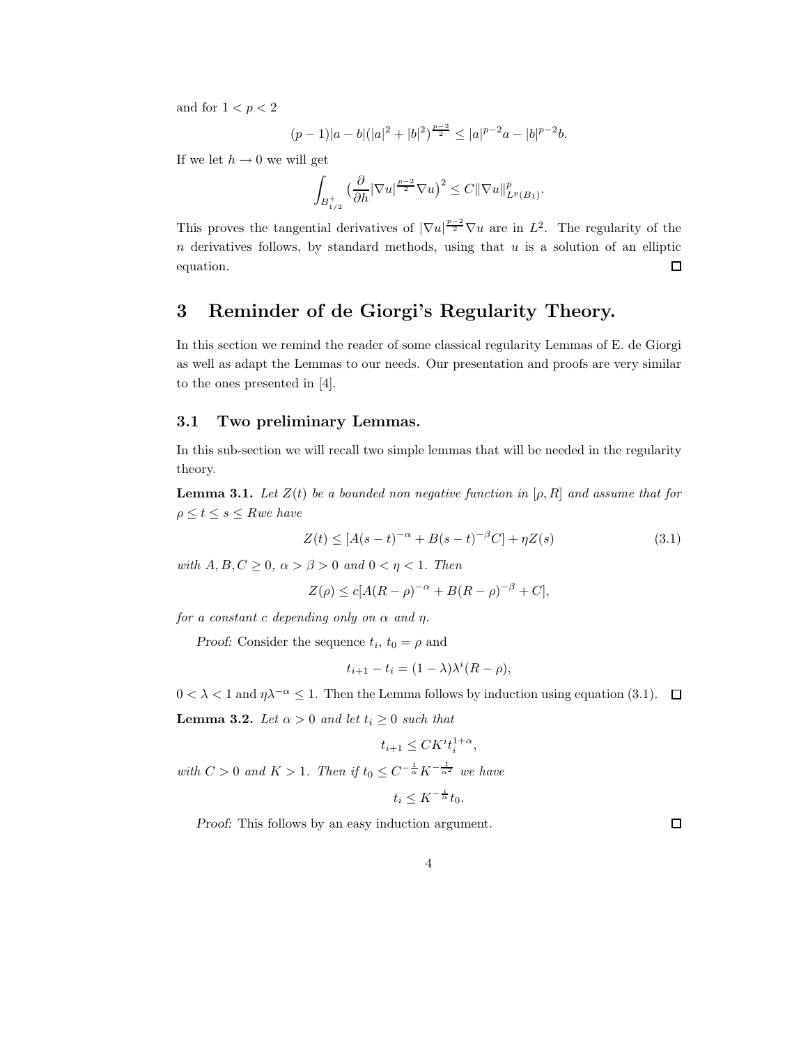and for $1 < p < 2$

$$(p-1)|a-b|(|a|^2+|b|^2)^{\frac{p-2}{2}} \leq |a|^{p-2}a - |b|^{p-2}b.$$

If we let $h \to 0$ we will get

$$\int_{B^+_{1/2}} \big(\frac{\partial}{\partial h}|\nabla u|^{\frac{p-2}{2}}\nabla u\big)^2 \leq C\|\nabla u\|^p_{L^p(B_1)}.$$

This proves the tangential derivatives of $|\nabla u|^{\frac{p-2}{2}}\nabla u$ are in $L^2$. The regularity of the $n$ derivatives follows, by standard methods, using that $u$ is a solution of an elliptic equation. □

# 3 Reminder of de Giorgi's Regularity Theory.

In this section we remind the reader of some classical regularity Lemmas of E. de Giorgi as well as adapt the Lemmas to our needs. Our presentation and proofs are very similar to the ones presented in [4].

## 3.1 Two preliminary Lemmas.

In this sub-section we will recall two simple lemmas that will be needed in the regularity theory.

**Lemma 3.1.** *Let $Z(t)$ be a bounded non negative function in $[\rho, R]$ and assume that for $\rho \leq t \leq s \leq R$we have*

$$Z(t) \leq [A(s-t)^{-\alpha} + B(s-t)^{-\beta}C] + \eta Z(s) \tag{3.1}$$

*with $A, B, C \geq 0$, $\alpha > \beta > 0$ and $0 < \eta < 1$. Then*

$$Z(\rho) \leq c[A(R-\rho)^{-\alpha} + B(R-\rho)^{-\beta} + C],$$

*for a constant $c$ depending only on $\alpha$ and $\eta$.*

*Proof:* Consider the sequence $t_i$, $t_0 = \rho$ and

$$t_{i+1} - t_i = (1-\lambda)\lambda^i(R-\rho),$$

$0 < \lambda < 1$ and $\eta\lambda^{-\alpha} \leq 1$. Then the Lemma follows by induction using equation (3.1). □

**Lemma 3.2.** *Let $\alpha > 0$ and let $t_i \geq 0$ such that*

$$t_{i+1} \leq CK^i t_i^{1+\alpha},$$

*with $C > 0$ and $K > 1$. Then if $t_0 \leq C^{-\frac{1}{\alpha}}K^{-\frac{1}{\alpha^2}}$ we have*

$$t_i \leq K^{-\frac{i}{\alpha}}t_0.$$

*Proof:* This follows by an easy induction argument. □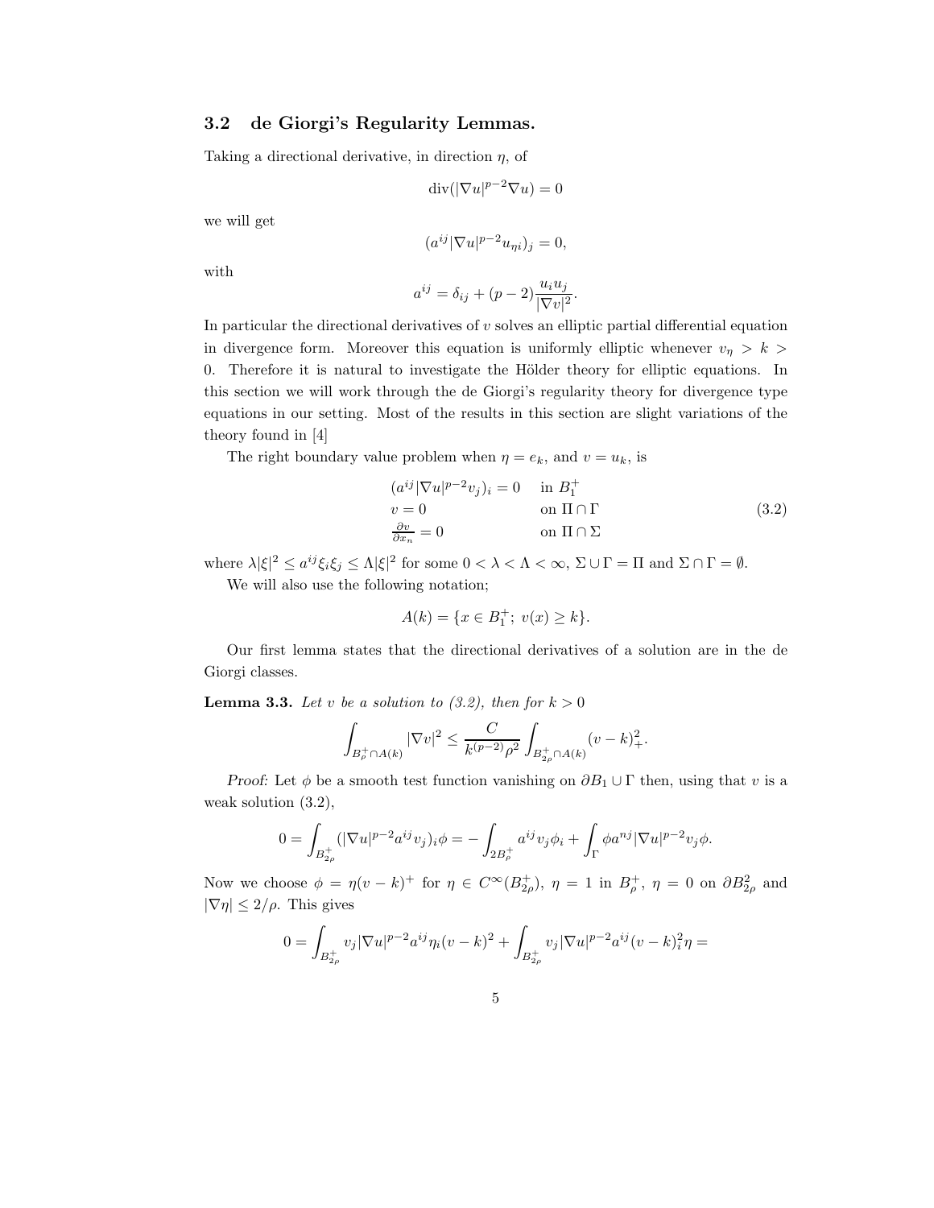### 3.2 de Giorgi's Regularity Lemmas.

Taking a directional derivative, in direction $\eta$, of

$$\mathrm{div}(|\nabla u|^{p-2}\nabla u) = 0$$

we will get

$$(a^{ij}|\nabla u|^{p-2}u_{\eta i})_j = 0,$$

with

$$a^{ij} = \delta_{ij} + (p-2)\frac{u_i u_j}{|\nabla v|^2}.$$

In particular the directional derivatives of $v$ solves an elliptic partial differential equation in divergence form. Moreover this equation is uniformly elliptic whenever $v_\eta > k > 0$. Therefore it is natural to investigate the Hölder theory for elliptic equations. In this section we will work through the de Giorgi's regularity theory for divergence type equations in our setting. Most of the results in this section are slight variations of the theory found in [4]

The right boundary value problem when $\eta = e_k$, and $v = u_k$, is

$$\begin{array}{ll} (a^{ij}|\nabla u|^{p-2}v_j)_i = 0 & \text{in } B_1^+ \\ v = 0 & \text{on } \Pi \cap \Gamma \\ \frac{\partial v}{\partial x_n} = 0 & \text{on } \Pi \cap \Sigma \end{array} \tag{3.2}$$

where $\lambda|\xi|^2 \leq a^{ij}\xi_i\xi_j \leq \Lambda|\xi|^2$ for some $0 < \lambda < \Lambda < \infty$, $\Sigma \cup \Gamma = \Pi$ and $\Sigma \cap \Gamma = \emptyset$.

We will also use the following notation;

$$A(k) = \{x \in B_1^+;\ v(x) \geq k\}.$$

Our first lemma states that the directional derivatives of a solution are in the de Giorgi classes.

**Lemma 3.3.** *Let $v$ be a solution to (3.2), then for $k > 0$*

$$\int_{B_\rho^+ \cap A(k)} |\nabla v|^2 \leq \frac{C}{k^{(p-2)}\rho^2}\int_{B_{2\rho}^+ \cap A(k)} (v-k)_+^2.$$

*Proof:* Let $\phi$ be a smooth test function vanishing on $\partial B_1 \cup \Gamma$ then, using that $v$ is a weak solution (3.2),

$$0 = \int_{B_{2\rho}^+} (|\nabla u|^{p-2}a^{ij}v_j)_i\phi = -\int_{2B_\rho^+} a^{ij}v_j\phi_i + \int_\Gamma \phi a^{nj}|\nabla u|^{p-2}v_j\phi.$$

Now we choose $\phi = \eta(v-k)^+$ for $\eta \in C^\infty(B_{2\rho}^+)$, $\eta = 1$ in $B_\rho^+$, $\eta = 0$ on $\partial B_{2\rho}^2$ and $|\nabla\eta| \leq 2/\rho$. This gives

$$0 = \int_{B_{2\rho}^+} v_j|\nabla u|^{p-2}a^{ij}\eta_i(v-k)^2 + \int_{B_{2\rho}^+} v_j|\nabla u|^{p-2}a^{ij}(v-k)_i^2\eta =$$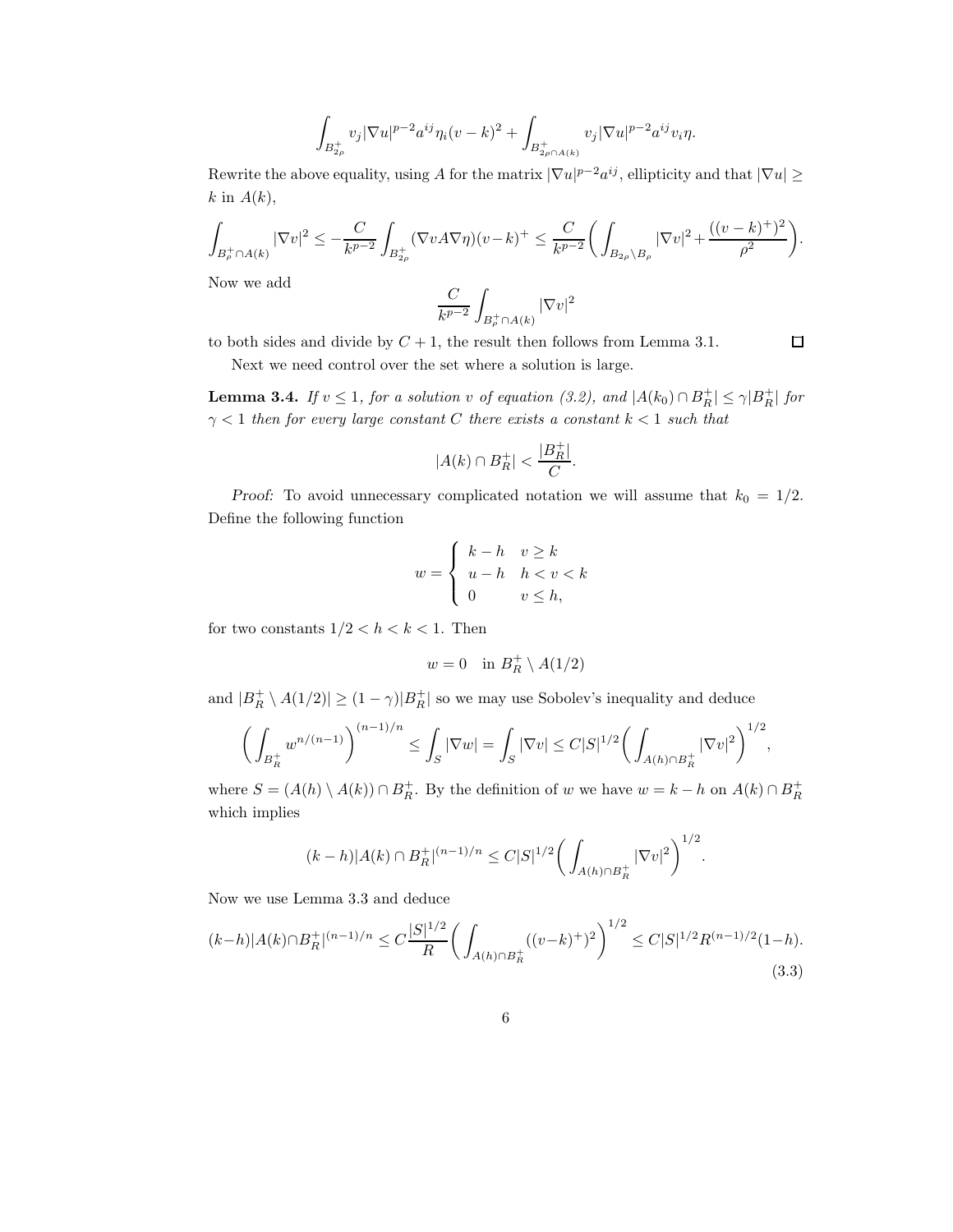$$\int_{B_{2\rho}^+} v_j |\nabla u|^{p-2} a^{ij} \eta_i (v-k)^2 + \int_{B_{2\rho \cap A(k)}^+} v_j |\nabla u|^{p-2} a^{ij} v_i \eta.$$

Rewrite the above equality, using $A$ for the matrix $|\nabla u|^{p-2}a^{ij}$, ellipticity and that $|\nabla u| \geq k$ in $A(k)$,

$$\int_{B_\rho^+ \cap A(k)} |\nabla v|^2 \leq -\frac{C}{k^{p-2}} \int_{B_{2\rho}^+} (\nabla v A \nabla \eta)(v-k)^+ \leq \frac{C}{k^{p-2}} \bigg( \int_{B_{2\rho} \setminus B_\rho} |\nabla v|^2 + \frac{((v-k)^+)^2}{\rho^2} \bigg).$$

Now we add

$$\frac{C}{k^{p-2}} \int_{B_\rho^+ \cap A(k)} |\nabla v|^2$$

to both sides and divide by $C+1$, the result then follows from Lemma 3.1. $\square$

Next we need control over the set where a solution is large.

**Lemma 3.4.** *If $v \leq 1$, for a solution $v$ of equation (3.2), and $|A(k_0) \cap B_R^+| \leq \gamma |B_R^+|$ for $\gamma < 1$ then for every large constant $C$ there exists a constant $k < 1$ such that*

$$|A(k) \cap B_R^+| < \frac{|B_R^+|}{C}.$$

*Proof:* To avoid unnecessary complicated notation we will assume that $k_0 = 1/2$. Define the following function

$$w = \begin{cases} k-h & v \geq k \\ u-h & h < v < k \\ 0 & v \leq h, \end{cases}$$

for two constants $1/2 < h < k < 1$. Then

$$w = 0 \quad \text{in } B_R^+ \setminus A(1/2)$$

and $|B_R^+ \setminus A(1/2)| \geq (1-\gamma)|B_R^+|$ so we may use Sobolev's inequality and deduce

$$\bigg( \int_{B_R^+} w^{n/(n-1)} \bigg)^{(n-1)/n} \leq \int_S |\nabla w| = \int_S |\nabla v| \leq C|S|^{1/2} \bigg( \int_{A(h) \cap B_R^+} |\nabla v|^2 \bigg)^{1/2},$$

where $S = (A(h) \setminus A(k)) \cap B_R^+$. By the definition of $w$ we have $w = k-h$ on $A(k) \cap B_R^+$ which implies

$$(k-h)|A(k) \cap B_R^+|^{(n-1)/n} \leq C|S|^{1/2} \bigg( \int_{A(h) \cap B_R^+} |\nabla v|^2 \bigg)^{1/2}.$$

Now we use Lemma 3.3 and deduce

$$(k-h)|A(k) \cap B_R^+|^{(n-1)/n} \leq C\frac{|S|^{1/2}}{R} \bigg( \int_{A(h) \cap B_R^+} ((v-k)^+)^2 \bigg)^{1/2} \leq C|S|^{1/2} R^{(n-1)/2}(1-h). \tag{3.3}$$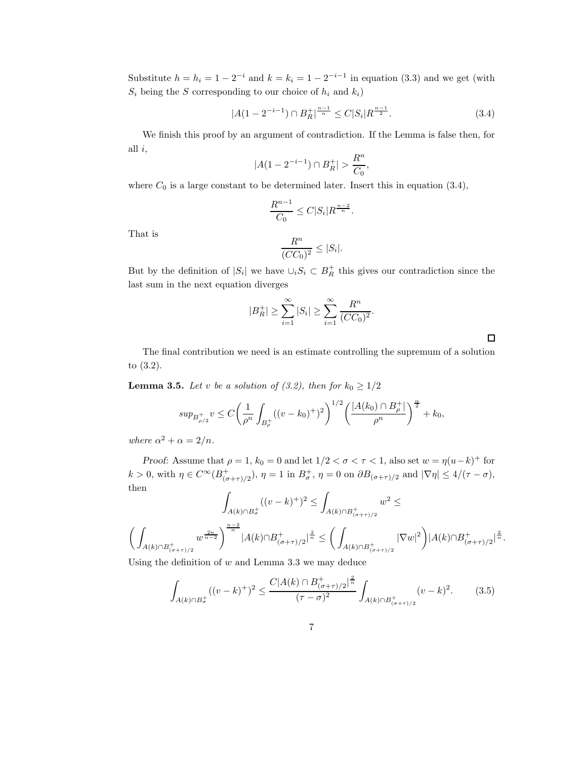Substitute $h = h_i = 1 - 2^{-i}$ and $k = k_i = 1 - 2^{-i-1}$ in equation (3.3) and we get (with $S_i$ being the $S$ corresponding to our choice of $h_i$ and $k_i$)

$$|A(1 - 2^{-i-1}) \cap B_R^+|^{\frac{n-1}{n}} \leq C|S_i|R^{\frac{n-1}{2}}. \tag{3.4}$$

We finish this proof by an argument of contradiction. If the Lemma is false then, for all $i$,

$$|A(1 - 2^{-i-1}) \cap B_R^+| > \frac{R^n}{C_0},$$

where $C_0$ is a large constant to be determined later. Insert this in equation (3.4),

$$\frac{R^{n-1}}{C_0} \leq C|S_i|R^{\frac{n-2}{n}}.$$

That is

$$\frac{R^n}{(CC_0)^2} \leq |S_i|.$$

But by the definition of $|S_i|$ we have $\cup_i S_i \subset B_R^+$ this gives our contradiction since the last sum in the next equation diverges

$$|B_R^+| \geq \sum_{i=1}^{\infty} |S_i| \geq \sum_{i=1}^{\infty} \frac{R^n}{(CC_0)^2}.$$

□

The final contribution we need is an estimate controlling the supremum of a solution to (3.2).

**Lemma 3.5.** *Let $v$ be a solution of (3.2), then for $k_0 \geq 1/2$*

$$sup_{B_{\rho/2}^+} v \leq C\left(\frac{1}{\rho^n}\int_{B_\rho^+} ((v - k_0)^+)^2\right)^{1/2}\left(\frac{|A(k_0) \cap B_\rho^+|}{\rho^n}\right)^{\frac{\alpha}{2}} + k_0,$$

*where $\alpha^2 + \alpha = 2/n$.*

*Proof:* Assume that $\rho = 1$, $k_0 = 0$ and let $1/2 < \sigma < \tau < 1$, also set $w = \eta(u-k)^+$ for $k > 0$, with $\eta \in C^\infty(B_{(\sigma+\tau)/2}^+)$, $\eta = 1$ in $B_\sigma^+$, $\eta = 0$ on $\partial B_{(\sigma+\tau)/2}$ and $|\nabla \eta| \leq 4/(\tau - \sigma)$, then

$$\int_{A(k)\cap B_\sigma^+} ((v - k)^+)^2 \leq \int_{A(k)\cap B_{(\sigma+\tau)/2}^+} w^2 \leq$$

$$\left(\int_{A(k)\cap B_{(\sigma+\tau)/2}^+} w^{\frac{2n}{n-2}}\right)^{\frac{n-2}{n}} |A(k)\cap B_{(\sigma+\tau)/2}^+|^{\frac{2}{n}} \leq \left(\int_{A(k)\cap B_{(\sigma+\tau)/2}^+} |\nabla w|^2\right)|A(k)\cap B_{(\sigma+\tau)/2}^+|^{\frac{2}{n}}.$$

Using the definition of $w$ and Lemma 3.3 we may deduce

$$\int_{A(k)\cap B_\sigma^+} ((v - k)^+)^2 \leq \frac{C|A(k) \cap B_{(\sigma+\tau)/2}^+|^{\frac{2}{n}}}{(\tau - \sigma)^2} \int_{A(k)\cap B_{(\sigma+\tau)/2}^+} (v - k)^2. \tag{3.5}$$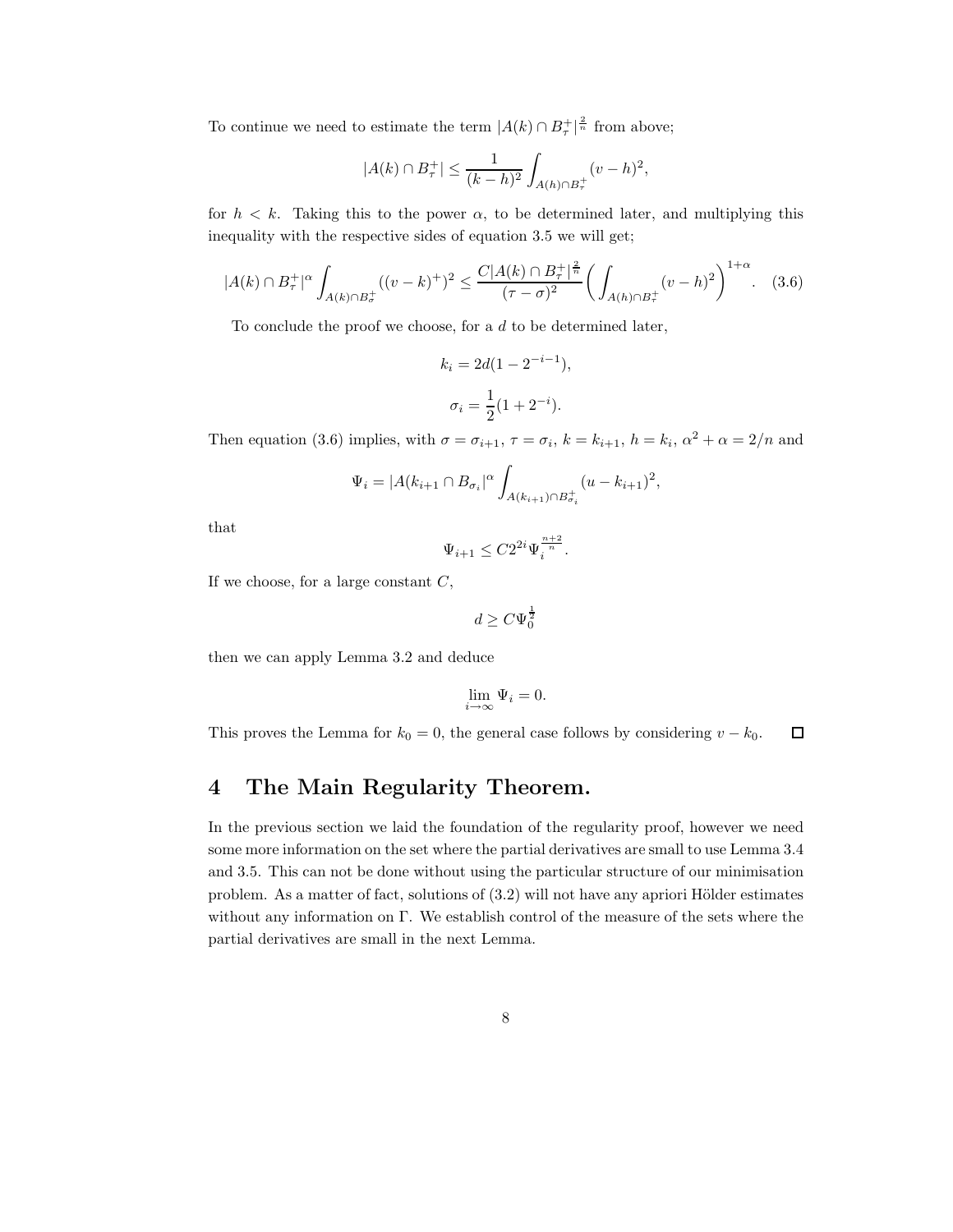To continue we need to estimate the term $|A(k) \cap B_\tau^+|^{\frac{2}{n}}$ from above;

$$|A(k) \cap B_\tau^+| \leq \frac{1}{(k-h)^2} \int_{A(h)\cap B_\tau^+} (v-h)^2,$$

for $h < k$. Taking this to the power $\alpha$, to be determined later, and multiplying this inequality with the respective sides of equation 3.5 we will get;

$$|A(k) \cap B_\tau^+|^\alpha \int_{A(k)\cap B_\sigma^+} ((v-k)^+)^2 \leq \frac{C|A(k) \cap B_\tau^+|^{\frac{2}{n}}}{(\tau-\sigma)^2} \left( \int_{A(h)\cap B_\tau^+} (v-h)^2 \right)^{1+\alpha}. \quad (3.6)$$

To conclude the proof we choose, for a $d$ to be determined later,

$$k_i = 2d(1 - 2^{-i-1}),$$

$$\sigma_i = \frac{1}{2}(1 + 2^{-i}).$$

Then equation (3.6) implies, with $\sigma = \sigma_{i+1}$, $\tau = \sigma_i$, $k = k_{i+1}$, $h = k_i$, $\alpha^2 + \alpha = 2/n$ and

$$\Psi_i = |A(k_{i+1} \cap B_{\sigma_i}|^\alpha \int_{A(k_{i+1})\cap B_{\sigma_i}^+} (u - k_{i+1})^2,$$

that

$$\Psi_{i+1} \leq C 2^{2i} \Psi_i^{\frac{n+2}{n}}.$$

If we choose, for a large constant $C$,

$$d \geq C \Psi_0^{\frac{1}{2}}$$

then we can apply Lemma 3.2 and deduce

$$\lim_{i\to\infty} \Psi_i = 0.$$

This proves the Lemma for $k_0 = 0$, the general case follows by considering $v - k_0$. □

## 4 The Main Regularity Theorem.

In the previous section we laid the foundation of the regularity proof, however we need some more information on the set where the partial derivatives are small to use Lemma 3.4 and 3.5. This can not be done without using the particular structure of our minimisation problem. As a matter of fact, solutions of (3.2) will not have any apriori Hölder estimates without any information on Γ. We establish control of the measure of the sets where the partial derivatives are small in the next Lemma.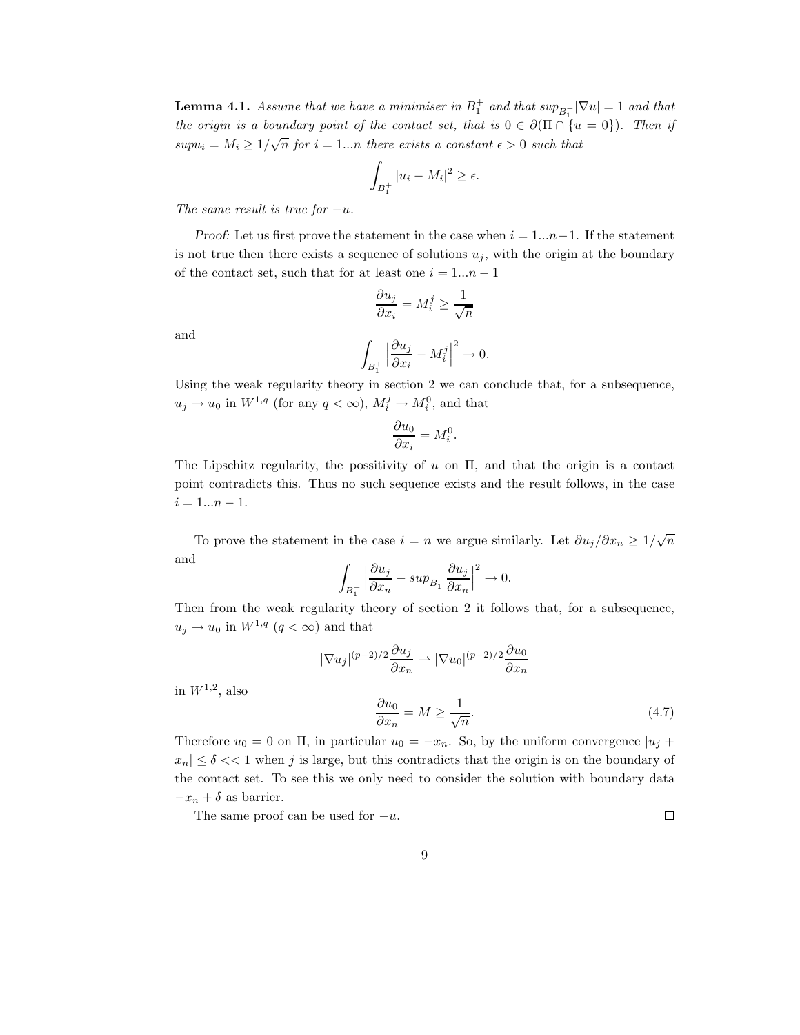**Lemma 4.1.** *Assume that we have a minimiser in $B_1^+$ and that $sup_{B_1^+}|\nabla u| = 1$ and that the origin is a boundary point of the contact set, that is $0 \in \partial(\Pi \cap \{u = 0\})$. Then if $supu_i = M_i \geq 1/\sqrt{n}$ for $i = 1...n$ there exists a constant $\epsilon > 0$ such that*

$$\int_{B_1^+} |u_i - M_i|^2 \geq \epsilon.$$

*The same result is true for $-u$.*

*Proof:* Let us first prove the statement in the case when $i = 1...n-1$. If the statement is not true then there exists a sequence of solutions $u_j$, with the origin at the boundary of the contact set, such that for at least one $i = 1...n-1$

$$\frac{\partial u_j}{\partial x_i} = M_i^j \geq \frac{1}{\sqrt{n}}$$

and

$$\int_{B_1^+} \Big|\frac{\partial u_j}{\partial x_i} - M_i^j\Big|^2 \to 0.$$

Using the weak regularity theory in section 2 we can conclude that, for a subsequence, $u_j \to u_0$ in $W^{1,q}$ (for any $q < \infty$), $M_i^j \to M_i^0$, and that

$$\frac{\partial u_0}{\partial x_i} = M_i^0.$$

The Lipschitz regularity, the possitivity of $u$ on $\Pi$, and that the origin is a contact point contradicts this. Thus no such sequence exists and the result follows, in the case $i = 1...n-1$.

To prove the statement in the case $i = n$ we argue similarly. Let $\partial u_j/\partial x_n \geq 1/\sqrt{n}$ and

$$\int_{B_1^+} \Big|\frac{\partial u_j}{\partial x_n} - sup_{B_1^+}\frac{\partial u_j}{\partial x_n}\Big|^2 \to 0.$$

Then from the weak regularity theory of section 2 it follows that, for a subsequence, $u_j \to u_0$ in $W^{1,q}$ ($q < \infty$) and that

$$|\nabla u_j|^{(p-2)/2}\frac{\partial u_j}{\partial x_n} \rightharpoonup |\nabla u_0|^{(p-2)/2}\frac{\partial u_0}{\partial x_n}$$

in $W^{1,2}$, also

$$\frac{\partial u_0}{\partial x_n} = M \geq \frac{1}{\sqrt{n}}. \tag{4.7}$$

Therefore $u_0 = 0$ on $\Pi$, in particular $u_0 = -x_n$. So, by the uniform convergence $|u_j + x_n| \leq \delta << 1$ when $j$ is large, but this contradicts that the origin is on the boundary of the contact set. To see this we only need to consider the solution with boundary data $-x_n + \delta$ as barrier.

The same proof can be used for $-u$. □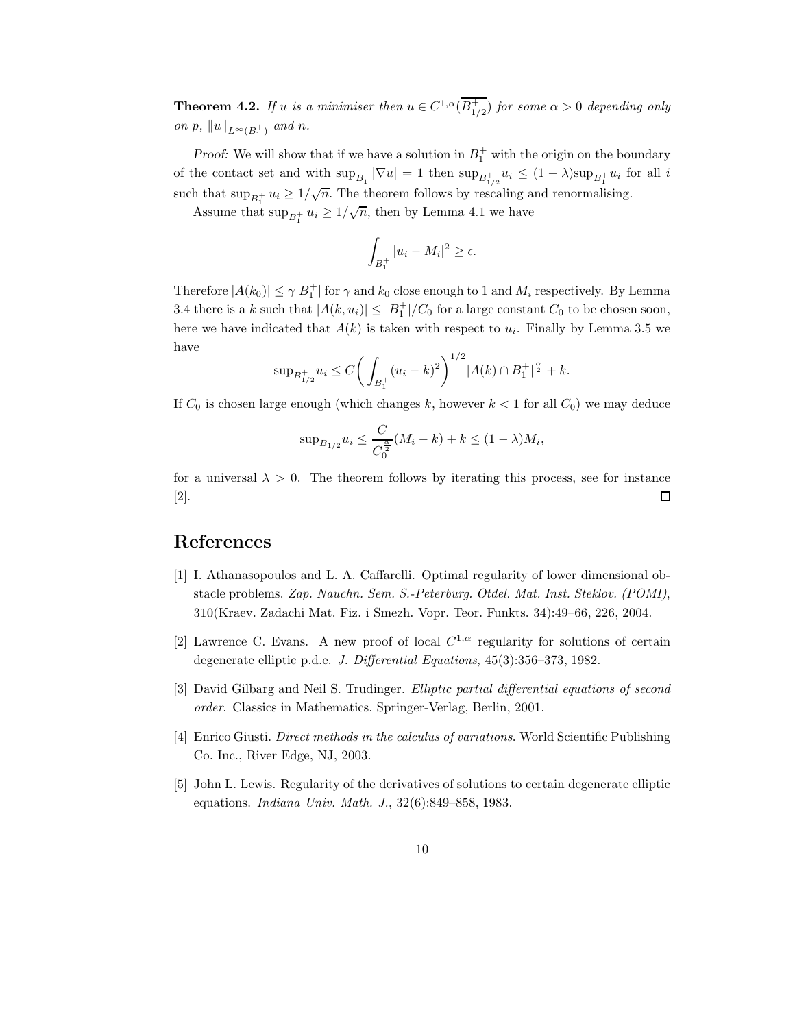**Theorem 4.2.** *If $u$ is a minimiser then $u \in C^{1,\alpha}(\overline{B_{1/2}^+})$ for some $\alpha > 0$ depending only on $p$, $\|u\|_{L^\infty(B_1^+)}$ and $n$.*

*Proof:* We will show that if we have a solution in $B_1^+$ with the origin on the boundary of the contact set and with $\sup_{B_1^+}|\nabla u| = 1$ then $\sup_{B_{1/2}^+} u_i \leq (1-\lambda)\sup_{B_1^+} u_i$ for all $i$ such that $\sup_{B_1^+} u_i \geq 1/\sqrt{n}$. The theorem follows by rescaling and renormalising.

Assume that $\sup_{B_1^+} u_i \geq 1/\sqrt{n}$, then by Lemma 4.1 we have

$$\int_{B_1^+} |u_i - M_i|^2 \geq \epsilon.$$

Therefore $|A(k_0)| \leq \gamma |B_1^+|$ for $\gamma$ and $k_0$ close enough to 1 and $M_i$ respectively. By Lemma 3.4 there is a $k$ such that $|A(k, u_i)| \leq |B_1^+|/C_0$ for a large constant $C_0$ to be chosen soon, here we have indicated that $A(k)$ is taken with respect to $u_i$. Finally by Lemma 3.5 we have

$$\sup_{B_{1/2}^+} u_i \leq C\bigg(\int_{B_1^+}(u_i - k)^2\bigg)^{1/2} |A(k) \cap B_1^+|^{\frac{\alpha}{2}} + k.$$

If $C_0$ is chosen large enough (which changes $k$, however $k < 1$ for all $C_0$) we may deduce

$$\sup_{B_{1/2}} u_i \leq \frac{C}{C_0^{\frac{\alpha}{2}}}(M_i - k) + k \leq (1-\lambda)M_i,$$

for a universal $\lambda > 0$. The theorem follows by iterating this process, see for instance [2]. □

# References

[1] I. Athanasopoulos and L. A. Caffarelli. Optimal regularity of lower dimensional obstacle problems. *Zap. Nauchn. Sem. S.-Peterburg. Otdel. Mat. Inst. Steklov. (POMI)*, 310(Kraev. Zadachi Mat. Fiz. i Smezh. Vopr. Teor. Funkts. 34):49–66, 226, 2004.

[2] Lawrence C. Evans. A new proof of local $C^{1,\alpha}$ regularity for solutions of certain degenerate elliptic p.d.e. *J. Differential Equations*, 45(3):356–373, 1982.

[3] David Gilbarg and Neil S. Trudinger. *Elliptic partial differential equations of second order*. Classics in Mathematics. Springer-Verlag, Berlin, 2001.

[4] Enrico Giusti. *Direct methods in the calculus of variations*. World Scientific Publishing Co. Inc., River Edge, NJ, 2003.

[5] John L. Lewis. Regularity of the derivatives of solutions to certain degenerate elliptic equations. *Indiana Univ. Math. J.*, 32(6):849–858, 1983.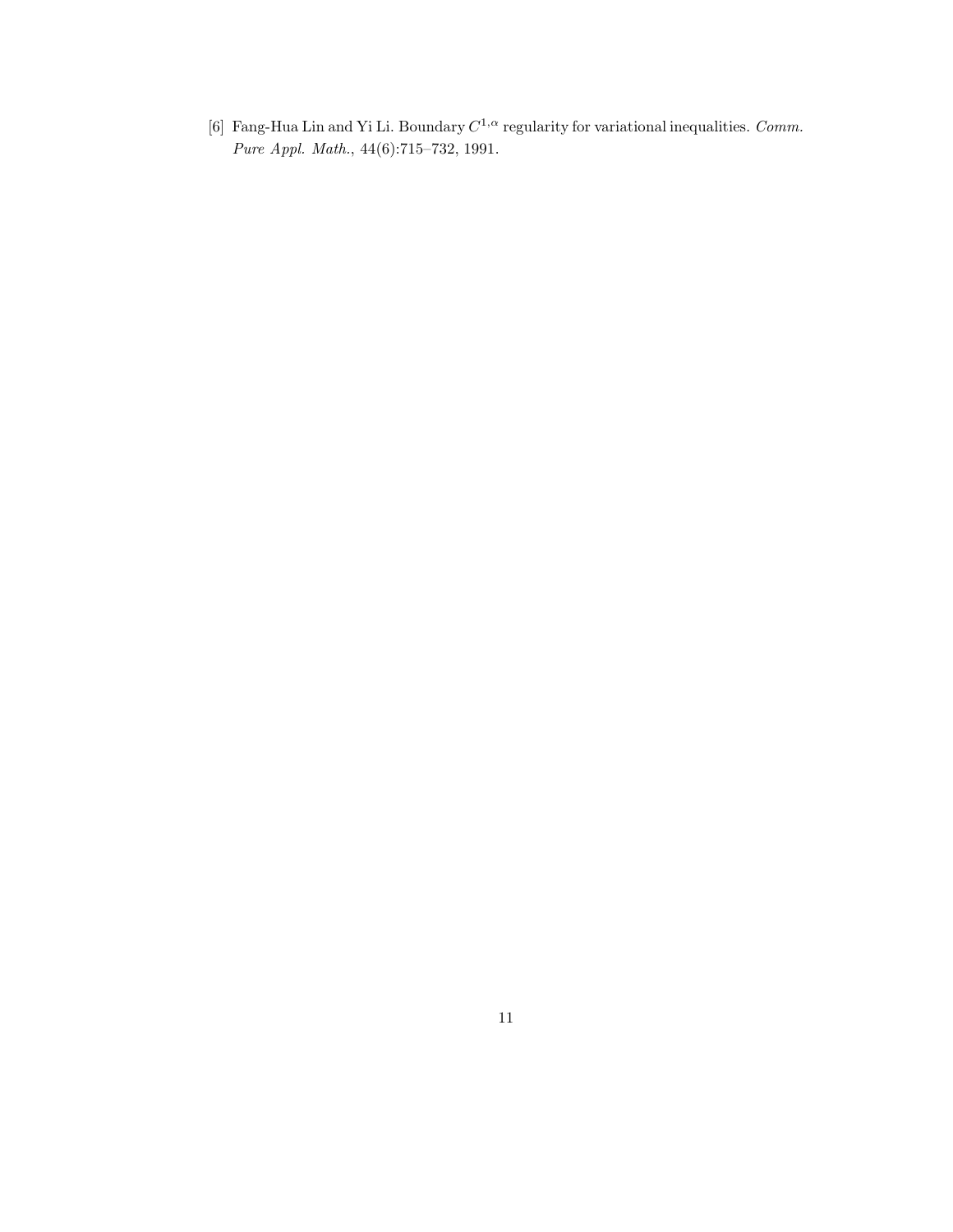[6] Fang-Hua Lin and Yi Li. Boundary $C^{1,\alpha}$ regularity for variational inequalities. *Comm. Pure Appl. Math.*, 44(6):715–732, 1991.